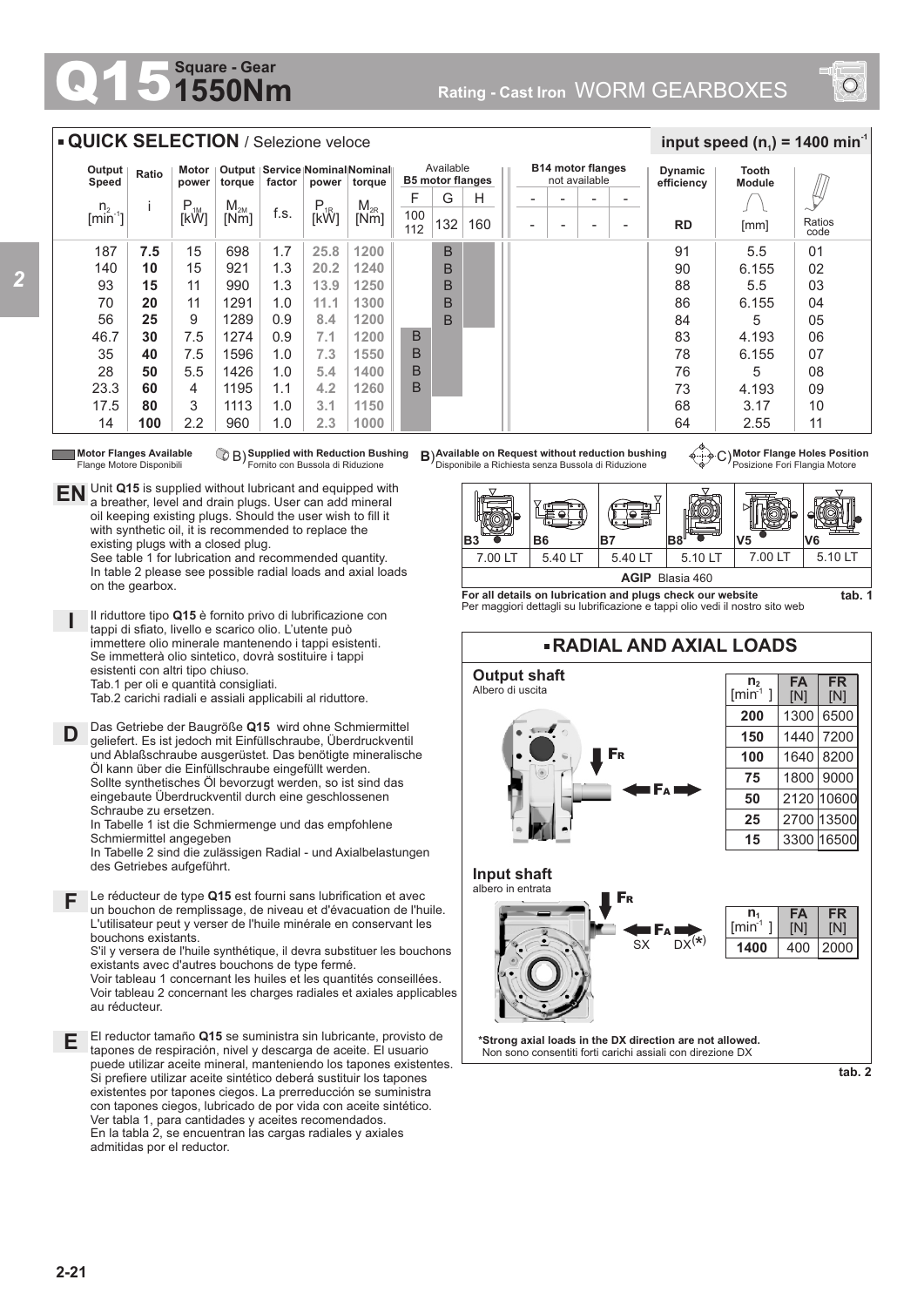# Q15 Square - Gear 1550Nm

Rating - Cast Iron WORM GEARBOXES

## QUICK SELECTION / Selezione veloce

input speed ($n_1$) = 1400 min$^{-1}$

| Output Speed $n_2$ [min$^{-1}$] | Ratio i | Motor power $P_{1M}$ [kW] | Output torque $M_{2M}$ [Nm] | Service factor f.s. | Nominal power $P_{1R}$ [kW] | Nominal torque $M_{2R}$ [Nm] | Available B5 motor flanges F 100 112 | G 132 | H 160 | B14 motor flanges not available - | - | - | - | Dynamic efficiency RD | Tooth Module [mm] | Ratios code |
|---|---|---|---|---|---|---|---|---|---|---|---|---|---|---|---|---|
| 187 | **7.5** | 15 | 698 | 1.7 | **25.8** | **1200** | | B | | | | | | 91 | 5.5 | 01 |
| 140 | **10** | 15 | 921 | 1.3 | **20.2** | **1240** | | B | | | | | | 90 | 6.155 | 02 |
| 93 | **15** | 11 | 990 | 1.3 | **13.9** | **1250** | | B | | | | | | 88 | 5.5 | 03 |
| 70 | **20** | 11 | 1291 | 1.0 | **11.1** | **1300** | | B | | | | | | 86 | 6.155 | 04 |
| 56 | **25** | 9 | 1289 | 0.9 | **8.4** | **1200** | | B | | | | | | 84 | 5 | 05 |
| 46.7 | **30** | 7.5 | 1274 | 0.9 | **7.1** | **1200** | B | | | | | | | 83 | 4.193 | 06 |
| 35 | **40** | 7.5 | 1596 | 1.0 | **7.3** | **1550** | B | | | | | | | 78 | 6.155 | 07 |
| 28 | **50** | 5.5 | 1426 | 1.0 | **5.4** | **1400** | B | | | | | | | 76 | 5 | 08 |
| 23.3 | **60** | 4 | 1195 | 1.1 | **4.2** | **1260** | B | | | | | | | 73 | 4.193 | 09 |
| 17.5 | **80** | 3 | 1113 | 1.0 | **3.1** | **1150** | | | | | | | | 68 | 3.17 | 10 |
| 14 | **100** | 2.2 | 960 | 1.0 | **2.3** | **1000** | | | | | | | | 64 | 2.55 | 11 |

**Motor Flanges Available** Flange Motore Disponibili — B) **Supplied with Reduction Bushing** Fornito con Bussola di Riduzione — B) **Available on Request without reduction bushing** Disponibile a Richiesta senza Bussola di Riduzione — C) **Motor Flange Holes Position** Posizione Fori Flangia Motore

**EN** Unit **Q15** is supplied without lubricant and equipped with a breather, level and drain plugs. User can add mineral oil keeping existing plugs. Should the user wish to fill it with synthetic oil, it is recommended to replace the existing plugs with a closed plug.
See table 1 for lubrication and recommended quantity.
In table 2 please see possible radial loads and axial loads on the gearbox.

**I** Il riduttore tipo **Q15** è fornito privo di lubrificazione con tappi di sfiato, livello e scarico olio. L'utente può immettere olio minerale mantenendo i tappi esistenti. Se immetterà olio sintetico, dovrà sostituire i tappi esistenti con altri tipo chiuso.
Tab.1 per oli e quantità consigliati.
Tab.2 carichi radiali e assiali applicabili al riduttore.

**D** Das Getriebe der Baugröße **Q15** wird ohne Schmiermittel geliefert. Es ist jedoch mit Einfüllschraube, Überdruckventil und Ablaßschraube ausgerüstet. Das benötigte mineralische Öl kann über die Einfüllschraube eingefüllt werden. Sollte synthetisches Öl bevorzugt werden, so ist sind das eingebaute Überdruckventil durch eine geschlossenen Schraube zu ersetzen.
In Tabelle 1 ist die Schmiermenge und das empfohlene Schmiermittel angegeben
In Tabelle 2 sind die zulässigen Radial - und Axialbelastungen des Getriebes aufgeführt.

**F** Le réducteur de type **Q15** est fourni sans lubrification et avec un bouchon de remplissage, de niveau et d'évacuation de l'huile. L'utilisateur peut y verser de l'huile minérale en conservant les bouchons existants.
S'il y versera de l'huile synthétique, il devra substituer les bouchons existants avec d'autres bouchons de type fermé.
Voir tableau 1 concernant les huiles et les quantités conseillées.
Voir tableau 2 concernant les charges radiales et axiales applicables au réducteur.

**E** El reductor tamaño **Q15** se suministra sin lubricante, provisto de tapones de respiración, nivel y descarga de aceite. El usuario puede utilizar aceite mineral, manteniendo los tapones existentes. Si prefiere utilizar aceite sintético deberá sustituir los tapones existentes por tapones ciegos. La prerreducción se suministra con tapones ciegos, lubricado de por vida con aceite sintético.
Ver tabla 1, para cantidades y aceites recomendados.
En la tabla 2, se encuentran las cargas radiales y axiales admitidas por el reductor.

| B3 | B6 | B7 | B8 | V5 | V6 |
|---|---|---|---|---|---|
| 7.00 LT | 5.40 LT | 5.40 LT | 5.10 LT | 7.00 LT | 5.10 LT |
| **AGIP** Blasia 460 | | | | | |

**For all details on lubrication and plugs check our website**
Per maggiori dettagli su lubrificazione e tappi olio vedi il nostro sito web

**tab. 1**

## RADIAL AND AXIAL LOADS

**Output shaft**
Albero di uscita

| $n_2$ [min$^{-1}$] | FA [N] | FR [N] |
|---|---|---|
| **200** | 1300 | 6500 |
| **150** | 1440 | 7200 |
| **100** | 1640 | 8200 |
| **75** | 1800 | 9000 |
| **50** | 2120 | 10600 |
| **25** | 2700 | 13500 |
| **15** | 3300 | 16500 |

**Input shaft**
albero in entrata

FR, FA, SX, DX(*)

| $n_1$ [min$^{-1}$] | FA [N] | FR [N] |
|---|---|---|
| **1400** | 400 | 2000 |

**\*Strong axial loads in the DX direction are not allowed.**
Non sono consentiti forti carichi assiali con direzione DX

**tab. 2**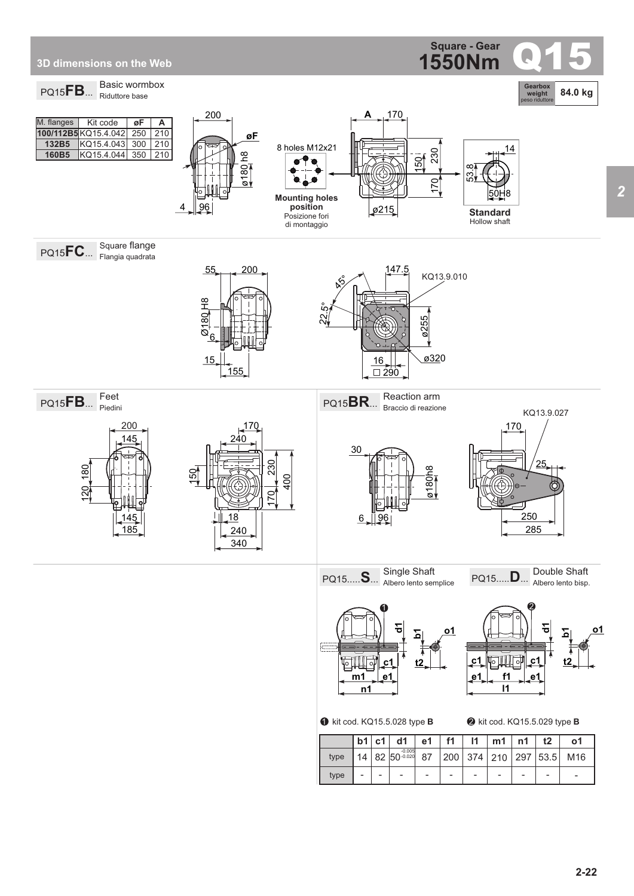3D dimensions on the Web

## Square - Gear 1550Nm Q15

### PQ15FB... Basic wormbox
Riduttore base

Gearbox weight
peso riduttore **84.0 kg**

| M. flanges | Kit code | øF | A |
|---|---|---|---|
| 100/112B5 | KQ15.4.042 | 250 | 210 |
| 132B5 | KQ15.4.043 | 300 | 210 |
| 160B5 | KQ15.4.044 | 350 | 210 |

200
øF
ø180 h8
4
96

8 holes M12x21

**Mounting holes position**
Posizione fori di montaggio

A
170
150
230
170
ø215

14
53.8
50H8

**Standard**
Hollow shaft

### PQ15FC... Square flange
Flangia quadrata

55
200
Ø180 H8
6
15
155

45°
22.5°
147.5
KQ13.9.010
ø255
ø320
16
□ 290

### PQ15FB... Feet
Piedini

200
145
180
120
145
185

170
240
150
230
170
400
18
240
340

### PQ15BR... Reaction arm
Braccio di reazione

30
ø180h8
6
96

KQ13.9.027
170
25
250
285

### PQ15.....S... Single Shaft
Albero lento semplice

### PQ15.....D... Double Shaft
Albero lento bisp.

d1
b1
o1
c1
t2
m1
e1
n1
f1
l1

❶ kit cod. KQ15.5.028 type **B**

❷ kit cod. KQ15.5.029 type **B**

| | b1 | c1 | d1 | e1 | f1 | l1 | m1 | n1 | t2 | o1 |
|---|---|---|---|---|---|---|---|---|---|---|
| type | 14 | 82 | 50 $^{-0.005}_{-0.020}$ | 87 | 200 | 374 | 210 | 297 | 53.5 | M16 |
| type | - | - | - | - | - | - | - | - | - | - |